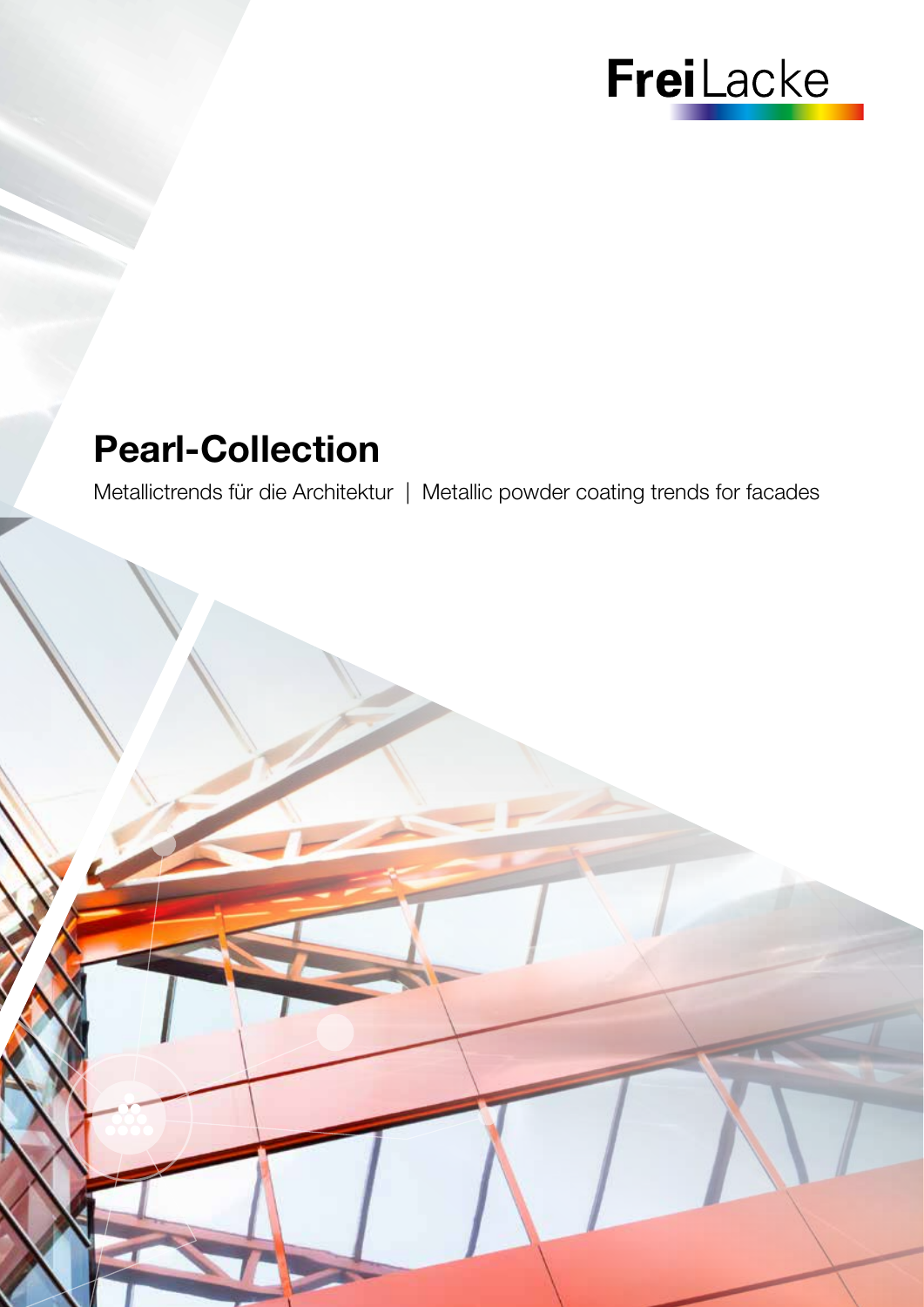FreiLacke

# Pearl-Collection

Metallictrends für die Architektur | Metallic powder coating trends for facades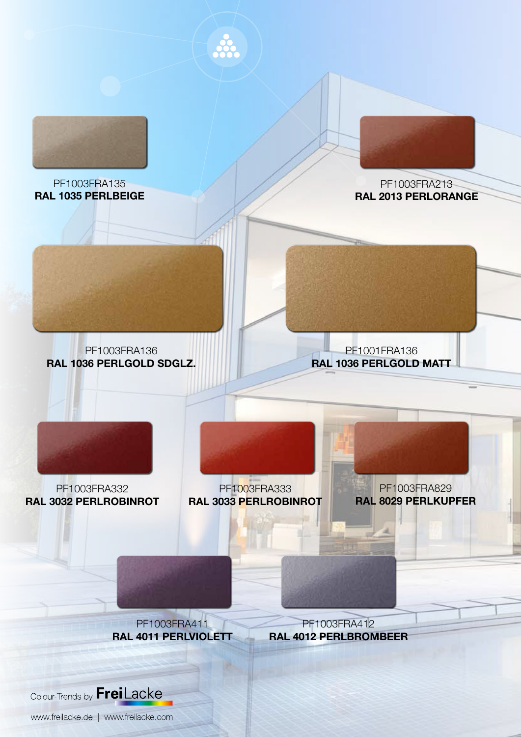PF1003FRA135
**RAL 1035 PERLBEIGE**

PF1003FRA213
**RAL 2013 PERLORANGE**

PF1003FRA136
**RAL 1036 PERLGOLD SDGLZ.**

PF1001FRA136
**RAL 1036 PERLGOLD MATT**

PF1003FRA332
**RAL 3032 PERLROBINROT**

PF1003FRA333
**RAL 3033 PERLROBINROT**

PF1003FRA829
**RAL 8029 PERLKUPFER**

PF1003FRA411
**RAL 4011 PERLVIOLETT**

PF1003FRA412
**RAL 4012 PERLBROMBEER**

Colour-Trends by **Frei**Lacke

www.freilacke.de | www.freilacke.com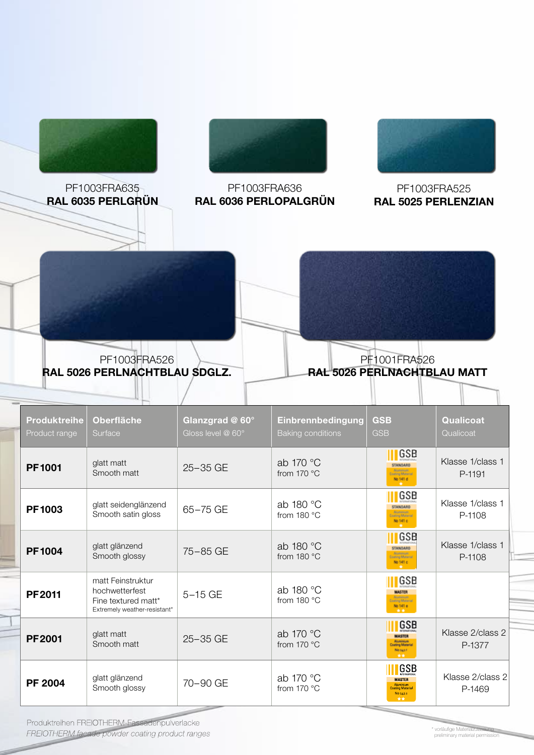PF1003FRA635
**RAL 6035 PERLGRÜN**

PF1003FRA636
**RAL 6036 PERLOPALGRÜN**

PF1003FRA525
**RAL 5025 PERLENZIAN**

PF1003FRA526
**RAL 5026 PERLNACHTBLAU SDGLZ.**

PF1001FRA526
**RAL 5026 PERLNACHTBLAU MATT**

| **Produktreihe** Product range | **Oberfläche** Surface | **Glanzgrad @ 60°** Gloss level @ 60° | **Einbrennbedingung** Baking conditions | **GSB** GSB | **Qualicoat** Qualicoat |
|---|---|---|---|---|---|
| **PF1001** | glatt matt Smooth matt | 25–35 GE | ab 170 °C from 170 °C | GSB STANDARD Aluminium Coating Material No 141 d | Klasse 1/class 1 P-1191 |
| **PF1003** | glatt seidenglänzend Smooth satin gloss | 65–75 GE | ab 180 °C from 180 °C | GSB STANDARD Aluminium Coating Material No 141 c | Klasse 1/class 1 P-1108 |
| **PF1004** | glatt glänzend Smooth glossy | 75–85 GE | ab 180 °C from 180 °C | GSB STANDARD Aluminium Coating Material No 141 c | Klasse 1/class 1 P-1108 |
| **PF2011** | matt Feinstruktur hochwetterfest Fine textured matt* Extremely weather-resistant* | 5–15 GE | ab 180 °C from 180 °C | GSB MASTER Aluminium Coating Material No 141 e | |
| **PF2001** | glatt matt Smooth matt | 25–35 GE | ab 170 °C from 170 °C | GSB MASTER Aluminium Coating Material No 141 f | Klasse 2/class 2 P-1377 |
| **PF 2004** | glatt glänzend Smooth glossy | 70–90 GE | ab 170 °C from 170 °C | GSB MASTER Aluminium Coating Material No 141 g | Klasse 2/class 2 P-1469 |

Produktreihen FREIOTHERM-Fassadenpulverlacke
*FREIOTHERM facade powder coating product ranges*

\* vorläufige Materialzulassung
preliminary material permission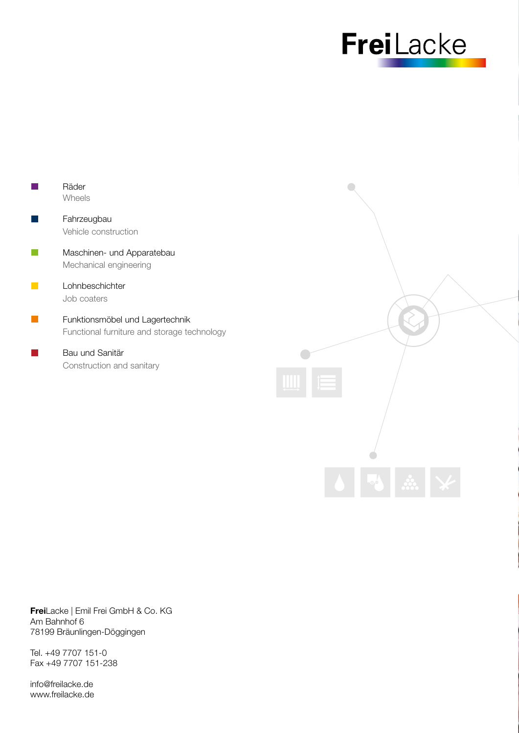**Frei**Lacke

- Räder
  Wheels
- Fahrzeugbau
  Vehicle construction
- Maschinen- und Apparatebau
  Mechanical engineering
- Lohnbeschichter
  Job coaters
- Funktionsmöbel und Lagertechnik
  Functional furniture and storage technology
- Bau und Sanitär
  Construction and sanitary

**Frei**Lacke | Emil Frei GmbH & Co. KG
Am Bahnhof 6
78199 Bräunlingen-Döggingen

Tel. +49 7707 151-0
Fax +49 7707 151-238

info@freilacke.de
www.freilacke.de